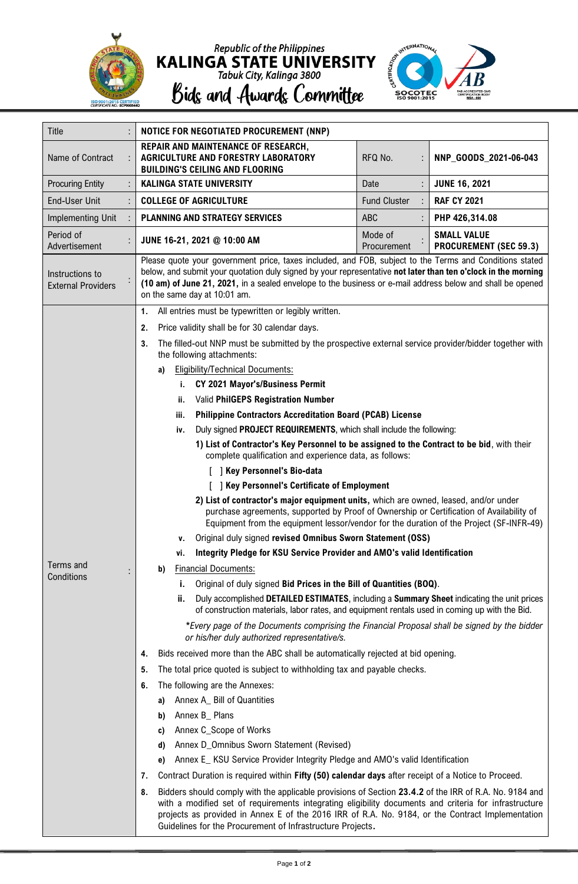Republic of the Philippines

# KALINGA STATE UNIVERSITY

Tabuk City, Kalinga 3800

## Bids and Awards Committee

| Title | : | NOTICE FOR NEGOTIATED PROCUREMENT (NNP) | | | |
|---|---|---|---|---|---|
| Name of Contract | : | REPAIR AND MAINTENANCE OF RESEARCH, AGRICULTURE AND FORESTRY LABORATORY BUILDING'S CEILING AND FLOORING | RFQ No. | : | NNP_GOODS_2021-06-043 |
| Procuring Entity | : | KALINGA STATE UNIVERSITY | Date | : | JUNE 16, 2021 |
| End-User Unit | : | COLLEGE OF AGRICULTURE | Fund Cluster | : | RAF CY 2021 |
| Implementing Unit | : | PLANNING AND STRATEGY SERVICES | ABC | : | PHP 426,314.08 |
| Period of Advertisement | : | JUNE 16-21, 2021 @ 10:00 AM | Mode of Procurement | : | SMALL VALUE PROCUREMENT (SEC 59.3) |
| Instructions to External Providers | : | Please quote your government price, taxes included, and FOB, subject to the Terms and Conditions stated below, and submit your quotation duly signed by your representative **not later than ten o'clock in the morning (10 am) of June 21, 2021,** in a sealed envelope to the business or e-mail address below and shall be opened on the same day at 10:01 am. | | | |

**Terms and Conditions:**

1. All entries must be typewritten or legibly written.
2. Price validity shall be for 30 calendar days.
3. The filled-out NNP must be submitted by the prospective external service provider/bidder together with the following attachments:
   a) Eligibility/Technical Documents:
      i. **CY 2021 Mayor's/Business Permit**
      ii. Valid **PhilGEPS Registration Number**
      iii. **Philippine Contractors Accreditation Board (PCAB) License**
      iv. Duly signed **PROJECT REQUIREMENTS**, which shall include the following:
         1) **List of Contractor's Key Personnel to be assigned to the Contract to be bid**, with their complete qualification and experience data, as follows:
            [ ] **Key Personnel's Bio-data**
            [ ] **Key Personnel's Certificate of Employment**
         2) **List of contractor's major equipment units,** which are owned, leased, and/or under purchase agreements, supported by Proof of Ownership or Certification of Availability of Equipment from the equipment lessor/vendor for the duration of the Project (SF-INFR-49)
      v. Original duly signed **revised Omnibus Sworn Statement (OSS)**
      vi. **Integrity Pledge for KSU Service Provider and AMO's valid Identification**
   b) Financial Documents:
      i. Original of duly signed **Bid Prices in the Bill of Quantities (BOQ)**.
      ii. Duly accomplished **DETAILED ESTIMATES**, including a **Summary Sheet** indicating the unit prices of construction materials, labor rates, and equipment rentals used in coming up with the Bid.

      *\*Every page of the Documents comprising the Financial Proposal shall be signed by the bidder or his/her duly authorized representative/s.*
4. Bids received more than the ABC shall be automatically rejected at bid opening.
5. The total price quoted is subject to withholding tax and payable checks.
6. The following are the Annexes:
   a) Annex A_ Bill of Quantities
   b) Annex B_ Plans
   c) Annex C_Scope of Works
   d) Annex D_Omnibus Sworn Statement (Revised)
   e) Annex E_ KSU Service Provider Integrity Pledge and AMO's valid Identification
7. Contract Duration is required within **Fifty (50) calendar days** after receipt of a Notice to Proceed.
8. Bidders should comply with the applicable provisions of Section **23.4.2** of the IRR of R.A. No. 9184 and with a modified set of requirements integrating eligibility documents and criteria for infrastructure projects as provided in Annex E of the 2016 IRR of R.A. No. 9184, or the Contract Implementation Guidelines for the Procurement of Infrastructure Projects.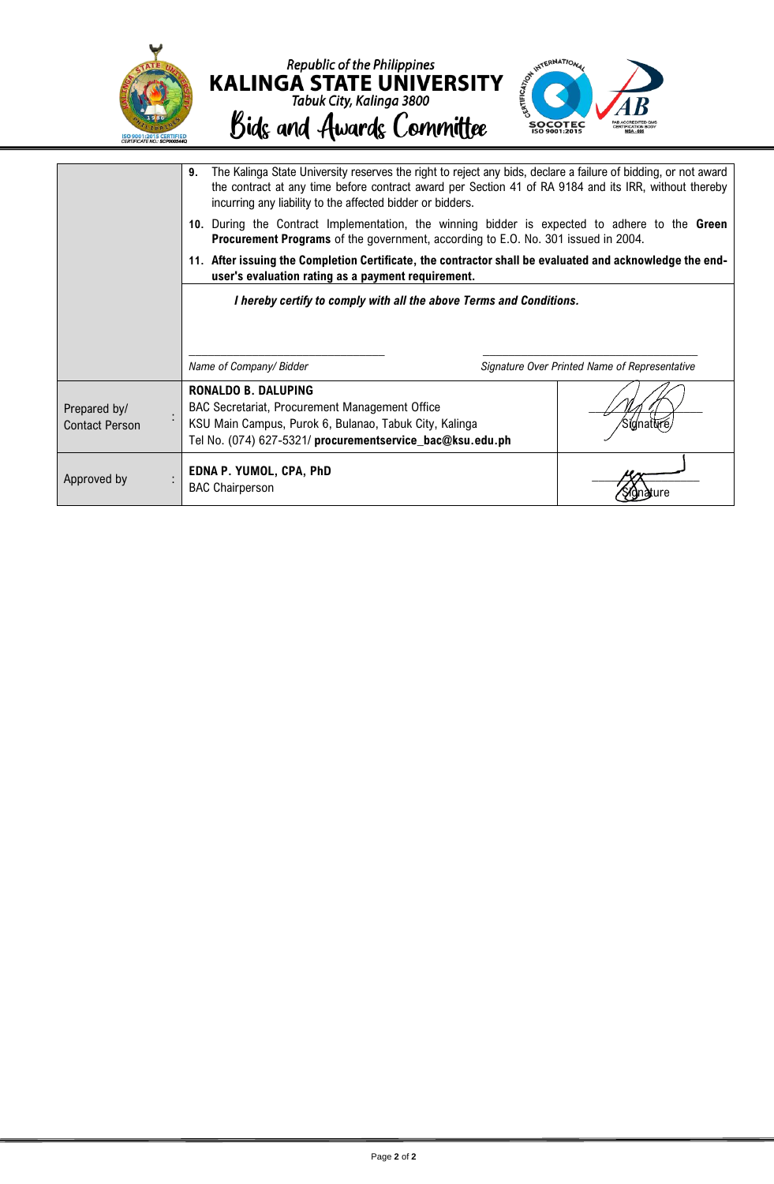Republic of the Philippines
# KALINGA STATE UNIVERSITY
Tabuk City, Kalinga 3800
## Bids and Awards Committee

| | |
|---|---|
| | **9.** The Kalinga State University reserves the right to reject any bids, declare a failure of bidding, or not award the contract at any time before contract award per Section 41 of RA 9184 and its IRR, without thereby incurring any liability to the affected bidder or bidders. |
| | **10.** During the Contract Implementation, the winning bidder is expected to adhere to the **Green Procurement Programs** of the government, according to E.O. No. 301 issued in 2004. |
| | **11. After issuing the Completion Certificate, the contractor shall be evaluated and acknowledge the end-user's evaluation rating as a payment requirement.** |
| | ***I hereby certify to comply with all the above Terms and Conditions.*** <br><br> ______________________ *Name of Company/ Bidder* &nbsp;&nbsp;&nbsp; ______________________ *Signature Over Printed Name of Representative* |

| | | |
|---|---|---|
| Prepared by/ Contact Person : | **RONALDO B. DALUPING**<br>BAC Secretariat, Procurement Management Office<br>KSU Main Campus, Purok 6, Bulanao, Tabuk City, Kalinga<br>Tel No. (074) 627-5321/ **procurementservice_bac@ksu.edu.ph** | Signature |
| Approved by : | **EDNA P. YUMOL, CPA, PhD**<br>BAC Chairperson | Signature |